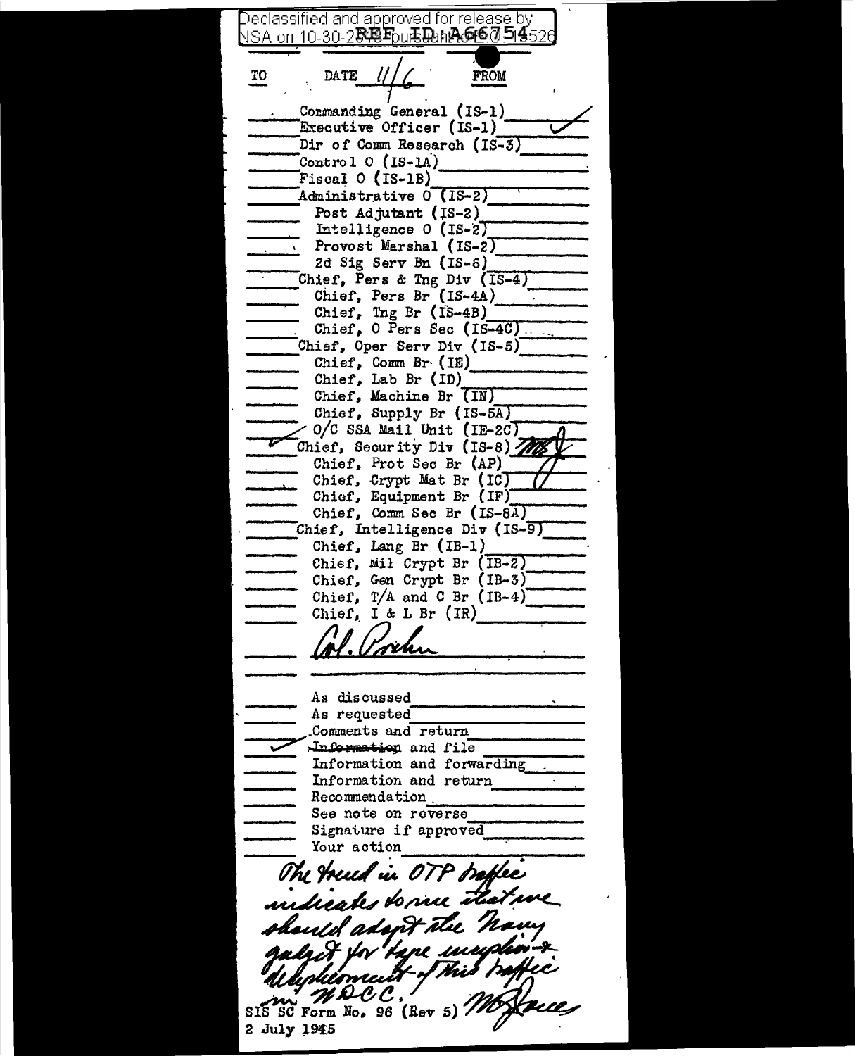Declassified and approved for release by NSA on 10-30-2013 pursuant to E.O. 13526 REF ID:A66754

TO DATE 11/6 FROM

| | | |
|---|---|---|
| | Commanding General (IS-1) | ✓ |
| | Executive Officer (IS-1) | ✓ |
| | Dir of Comm Research (IS-3) | |
| | Control O (IS-1A) | |
| | Fiscal O (IS-1B) | |
| | Administrative O (IS-2) | |
| | Post Adjutant (IS-2) | |
| | Intelligence O (IS-2) | |
| | Provost Marshal (IS-2) | |
| | 2d Sig Serv Bn (IS-6) | |
| | Chief, Pers & Tng Div (IS-4) | |
| | Chief, Pers Br (IS-4A) | |
| | Chief, Tng Br (IS-4B) | |
| | Chief, O Pers Sec (IS-4C) | |
| | Chief, Oper Serv Div (IS-5) | |
| | Chief, Comm Br (IE) | |
| | Chief, Lab Br (ID) | |
| | Chief, Machine Br (IN) | |
| | Chief, Supply Br (IS-5A) | |
| ✓ | O/C SSA Mail Unit (IE-2C) | |
| ✓ | Chief, Security Div (IS-8) | MB |
| | Chief, Prot Sec Br (AP) | |
| | Chief, Crypt Mat Br (IC) | |
| | Chief, Equipment Br (IF) | |
| | Chief, Comm Sec Br (IS-8A) | |
| | Chief, Intelligence Div (IS-9) | |
| | Chief, Lang Br (IB-1) | |
| | Chief, Mil Crypt Br (IB-2) | |
| | Chief, Gen Crypt Br (IB-3) | |
| | Chief, T/A and C Br (IB-4) | |
| | Chief, I & L Br (IR) | |
| | Col. Probin | |

| | |
|---|---|
| | As discussed |
| | As requested |
| | Comments and return |
| ✓ | ~~Information~~ and file |
| | Information and forwarding |
| | Information and return |
| | Recommendation |
| | See note on reverse |
| | Signature if approved |
| | Your action |

The trend in OTP traffic indicates to me that we should adopt the Navy gadget for tape encyphering & decyphering of this traffic m NDCC. MB Lacey

SIS SC Form No. 96 (Rev 5)
2 July 1945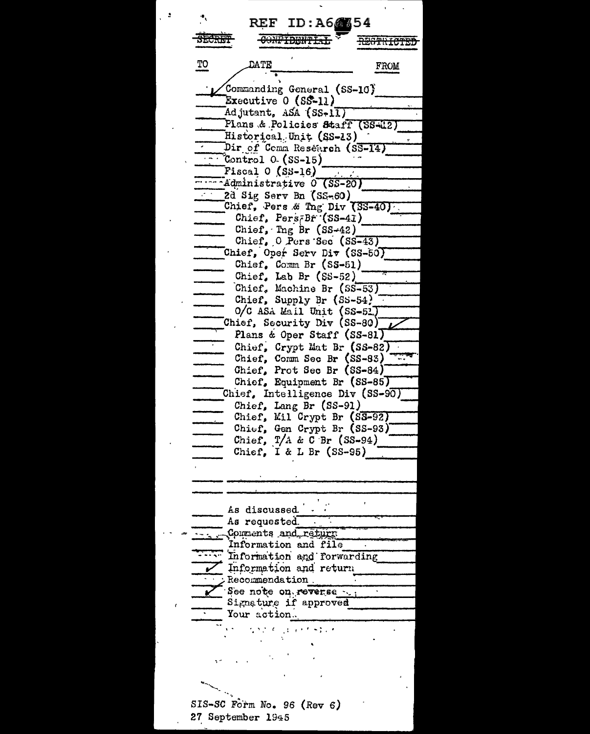REF ID:A6■54

~~SECRET~~ ~~CONFIDENTIAL~~ ~~RESTRICTED~~

| TO | DATE | FROM |
|---|---|---|
| ✓ | Commanding General (SS-10) | |
| | Executive O (SS-11) | |
| | Adjutant, ASA (SS-11) | |
| | Plans & Policies Staff (SS-12) | |
| | Historical Unit (SS-13) | |
| | Dir of Comm Research (SS-14) | |
| | Control O (SS-15) | |
| | Fiscal O (SS-16) | |
| | Administrative O (SS-20) | |
| | 2d Sig Serv Bn (SS-60) | |
| | Chief, Pers & Tng Div (SS-40) | |
| | Chief, Pers Br (SS-41) | |
| | Chief, Tng Br (SS-42) | |
| | Chief, O Pers Sec (SS-43) | |
| | Chief, Oper Serv Div (SS-50) | |
| | Chief, Comm Br (SS-51) | |
| | Chief, Lab Br (SS-52) | |
| | Chief, Machine Br (SS-53) | |
| | Chief, Supply Br (SS-54) | |
| | O/C ASA Mail Unit (SS-51) | |
| | Chief, Security Div (SS-80) | ✓ |
| | Plans & Oper Staff (SS-81) | |
| | Chief, Crypt Mat Br (SS-82) | |
| | Chief, Comm Sec Br (SS-83) | |
| | Chief, Prot Sec Br (SS-84) | |
| | Chief, Equipment Br (SS-85) | |
| | Chief, Intelligence Div (SS-90) | |
| | Chief, Lang Br (SS-91) | |
| | Chief, Mil Crypt Br (SS-92) | |
| | Chief, Gen Crypt Br (SS-93) | |
| | Chief, T/A & C Br (SS-94) | |
| | Chief, I & L Br (SS-95) | |

| | |
|---|---|
| | As discussed |
| | As requested |
| | Comments and return |
| | Information and file |
| | Information and forwarding |
| ✓ | Information and return |
| | Recommendation |
| ✓ | See note on reverse |
| | Signature if approved |
| | Your action |

SIS-SC Form No. 96 (Rev 6)
27 September 1945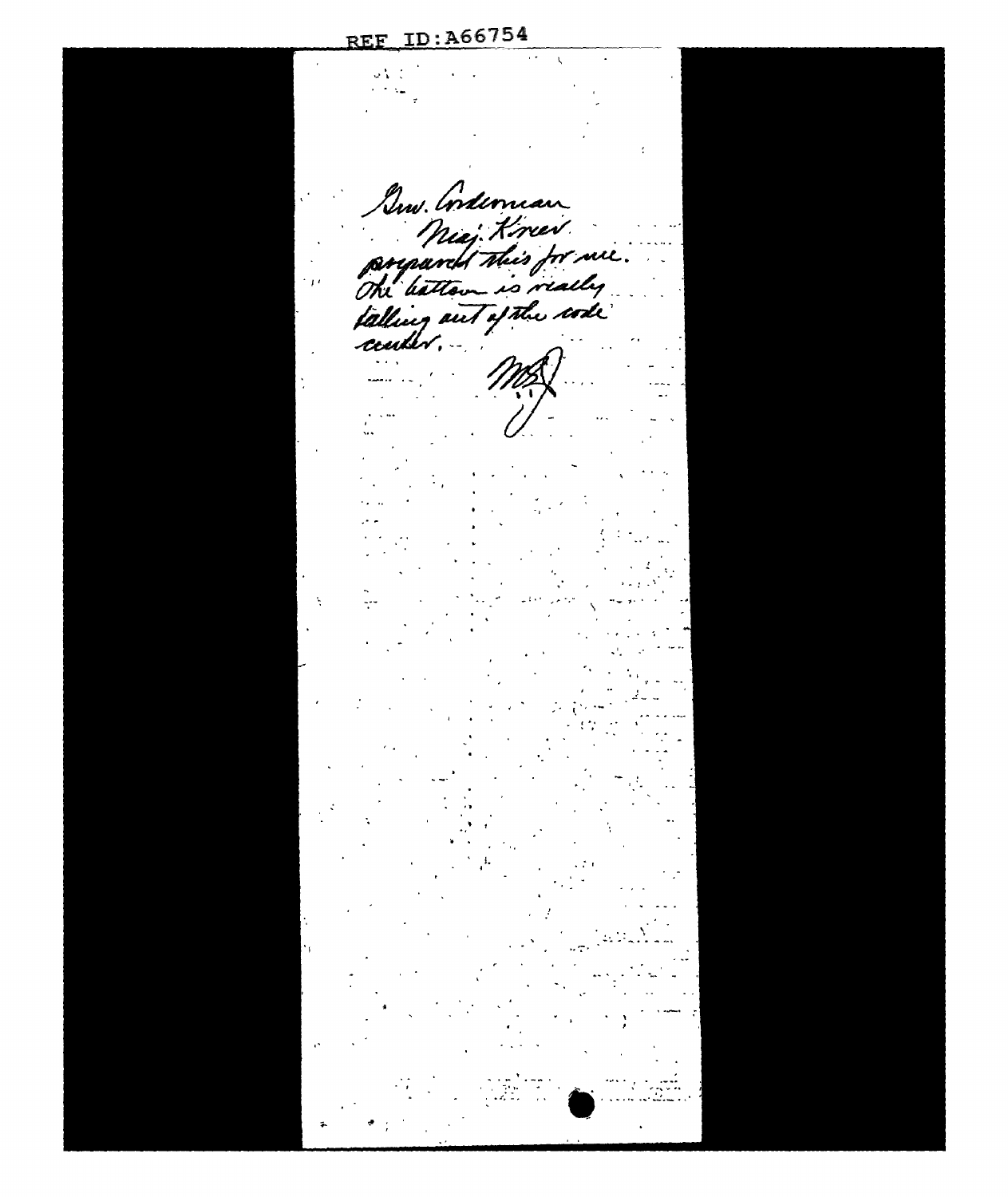REF ID:A66754

Gen. Ackerman

Maj. Knev prepared this for me. The latter is really talking out of the code center.

MB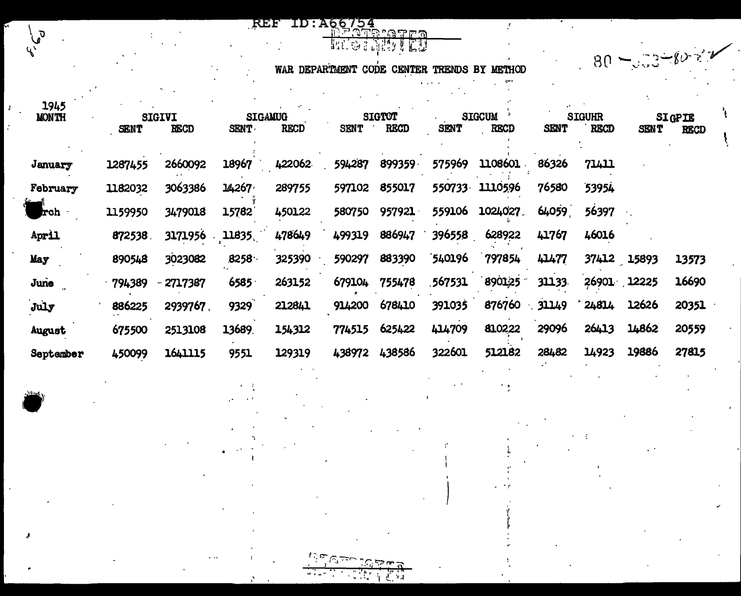REF ID:A66754

RESTRICTED

WAR DEPARTMENT CODE CENTER TRENDS BY METHOD

| 1945 MONTH | SIGIVI | | SIGAMUG | | SIGTOT | | SIGCUM | | SIGUHR | | SIGPIE | |
|---|---|---|---|---|---|---|---|---|---|---|---|---|
| | SENT | RECD | SENT | RECD | SENT | RECD | SENT | RECD | SENT | RECD | SENT | RECD |
| January | 1287455 | 2660092 | 18967 | 422062 | 594287 | 899359 | 575969 | 1108601 | 86326 | 71411 | | |
| February | 1182032 | 3063386 | 14267 | 289755 | 597102 | 855017 | 550733 | 1110596 | 76580 | 53954 | | |
| March | 1159950 | 3479018 | 15782 | 450122 | 580750 | 957921 | 559106 | 1024027 | 64059 | 56397 | | |
| April | 872538 | 3171956 | 11835 | 478649 | 499319 | 886947 | 396558 | 628922 | 41767 | 46016 | | |
| May | 890548 | 3023082 | 8258 | 325390 | 590297 | 883390 | 540196 | 797854 | 41477 | 37412 | 15893 | 13573 |
| June | 794389 | 2717387 | 6585 | 263152 | 679104 | 755478 | 567531 | 890125 | 31133 | 26901 | 12225 | 16690 |
| July | 886225 | 2939767 | 9329 | 212841 | 914200 | 678410 | 391035 | 876760 | 31149 | 24814 | 12626 | 20351 |
| August | 675500 | 2513108 | 13689 | 154312 | 774515 | 625422 | 414709 | 810222 | 29096 | 26413 | 14862 | 20559 |
| September | 450099 | 1641115 | 9551 | 129319 | 438972 | 438586 | 322601 | 512182 | 28482 | 14923 | 19886 | 27815 |

RESTRICTED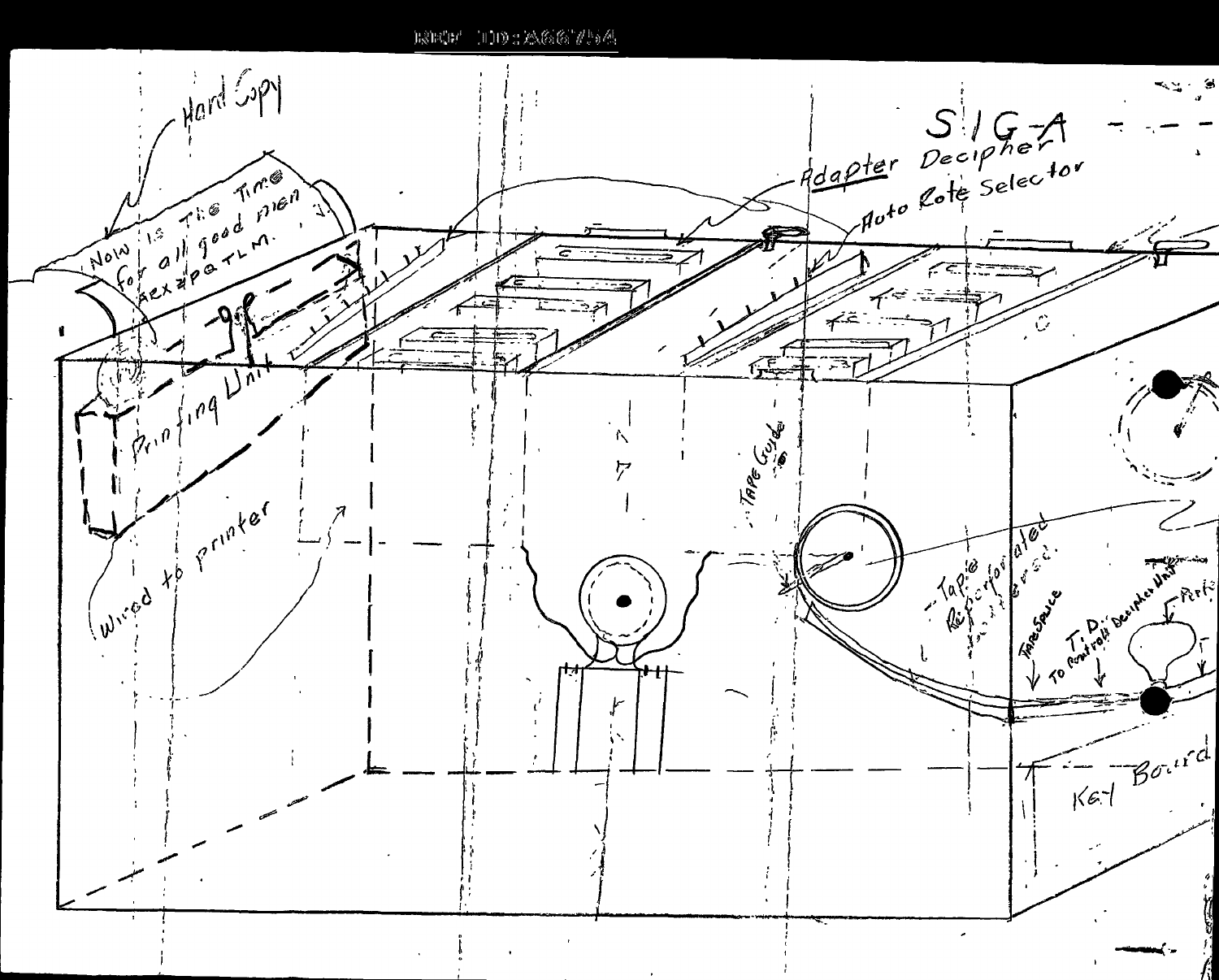SIGA

Adapter Decipher

Auto Rote Selector

Hard Copy

Now is the Time
for all good men
AEXZPQTLM.

Printing Unit

Wired to printer

Tape Guide

Tape Reperforated

Tape Space

T.D. To Control Decipher Unit

Perf

Key Board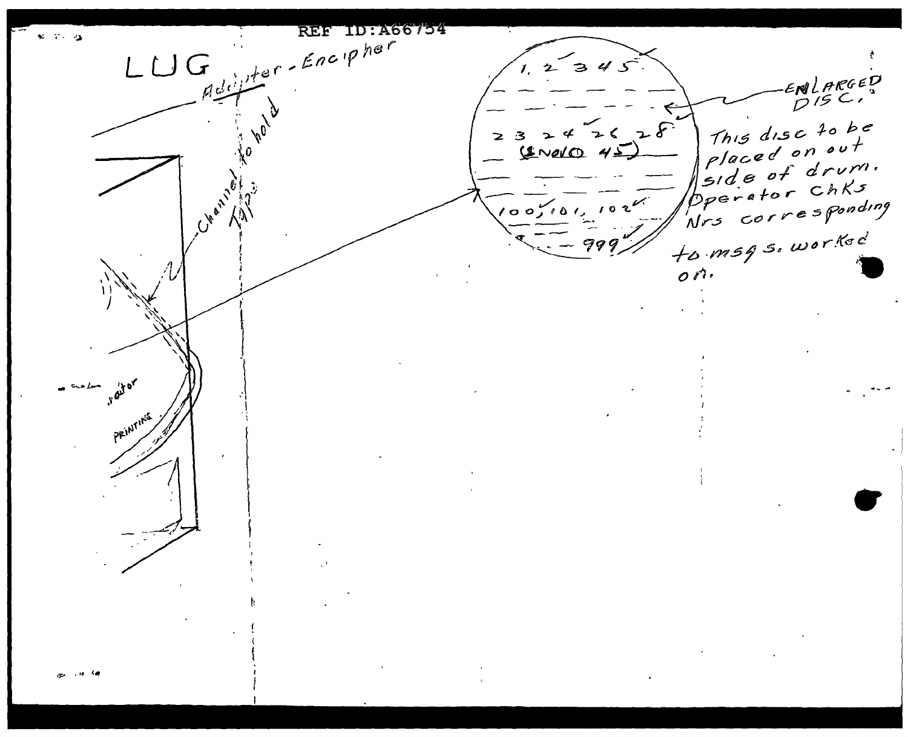LUG

Adapter - Encipher

Channel to hold Tape

PRINTING

1, 2 3 4 5

23 24 26 28

(1 NOV 45)

100, 101, 102

999

ENLARGED DISC.

This disc to be placed on out side of drum. Operator ChKs Nrs corresponding to msgs. worked on.